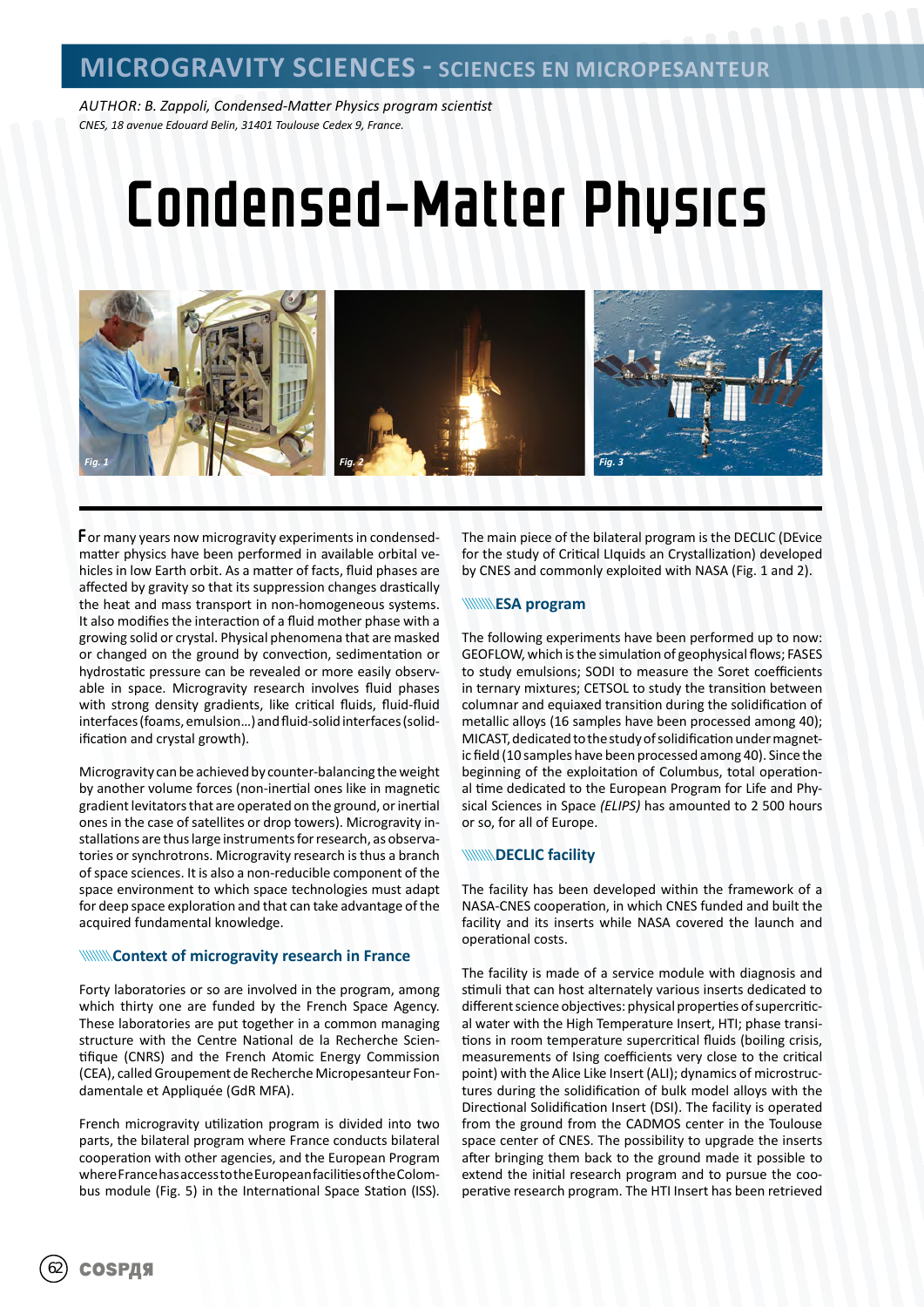MICROGRAVITY SCIENCES - SCIENCES EN MICROPESANTEUR

*AUTHOR: B. Zappoli, Condensed-Matter Physics program scientist*
*CNES, 18 avenue Edouard Belin, 31401 Toulouse Cedex 9, France.*

# Condensed-Matter Physics

Fig. 1 Fig. 2 Fig. 3

For many years now microgravity experiments in condensed-matter physics have been performed in available orbital vehicles in low Earth orbit. As a matter of facts, fluid phases are affected by gravity so that its suppression changes drastically the heat and mass transport in non-homogeneous systems. It also modifies the interaction of a fluid mother phase with a growing solid or crystal. Physical phenomena that are masked or changed on the ground by convection, sedimentation or hydrostatic pressure can be revealed or more easily observable in space. Microgravity research involves fluid phases with strong density gradients, like critical fluids, fluid-fluid interfaces (foams, emulsion…) and fluid-solid interfaces (solidification and crystal growth).

Microgravity can be achieved by counter-balancing the weight by another volume forces (non-inertial ones like in magnetic gradient levitators that are operated on the ground, or inertial ones in the case of satellites or drop towers). Microgravity installations are thus large instruments for research, as observatories or synchrotrons. Microgravity research is thus a branch of space sciences. It is also a non-reducible component of the space environment to which space technologies must adapt for deep space exploration and that can take advantage of the acquired fundamental knowledge.

## Context of microgravity research in France

Forty laboratories or so are involved in the program, among which thirty one are funded by the French Space Agency. These laboratories are put together in a common managing structure with the Centre National de la Recherche Scientifique (CNRS) and the French Atomic Energy Commission (CEA), called Groupement de Recherche Micropesanteur Fondamentale et Appliquée (GdR MFA).

French microgravity utilization program is divided into two parts, the bilateral program where France conducts bilateral cooperation with other agencies, and the European Program where France has access to the European facilities of the Columbus module (Fig. 5) in the International Space Station (ISS).

The main piece of the bilateral program is the DECLIC (DEvice for the study of Critical LIquids an Crystallization) developed by CNES and commonly exploited with NASA (Fig. 1 and 2).

## ESA program

The following experiments have been performed up to now: GEOFLOW, which is the simulation of geophysical flows; FASES to study emulsions; SODI to measure the Soret coefficients in ternary mixtures; CETSOL to study the transition between columnar and equiaxed transition during the solidification of metallic alloys (16 samples have been processed among 40); MICAST, dedicated to the study of solidification under magnetic field (10 samples have been processed among 40). Since the beginning of the exploitation of Columbus, total operational time dedicated to the European Program for Life and Physical Sciences in Space *(ELIPS)* has amounted to 2 500 hours or so, for all of Europe.

## DECLIC facility

The facility has been developed within the framework of a NASA-CNES cooperation, in which CNES funded and built the facility and its inserts while NASA covered the launch and operational costs.

The facility is made of a service module with diagnosis and stimuli that can host alternately various inserts dedicated to different science objectives: physical properties of supercritical water with the High Temperature Insert, HTI; phase transitions in room temperature supercritical fluids (boiling crisis, measurements of Ising coefficients very close to the critical point) with the Alice Like Insert (ALI); dynamics of microstructures during the solidification of bulk model alloys with the Directional Solidification Insert (DSI). The facility is operated from the ground from the CADMOS center in the Toulouse space center of CNES. The possibility to upgrade the inserts after bringing them back to the ground made it possible to extend the initial research program and to pursue the cooperative research program. The HTI Insert has been retrieved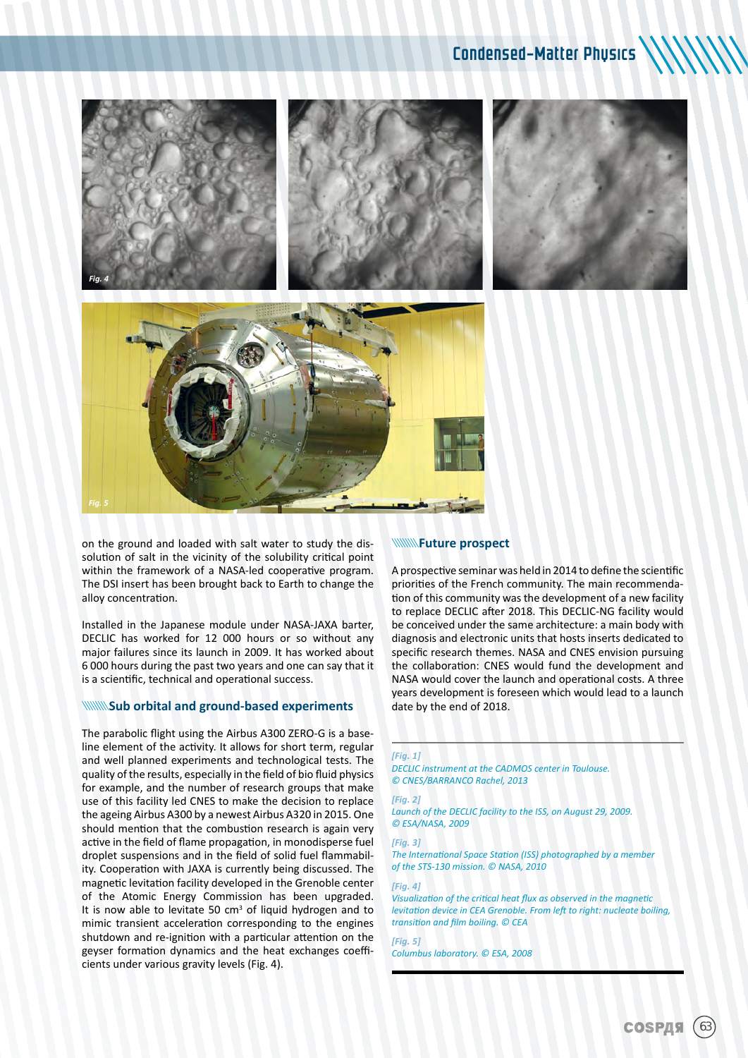Fig. 4

Fig. 5

on the ground and loaded with salt water to study the dissolution of salt in the vicinity of the solubility critical point within the framework of a NASA-led cooperative program. The DSI insert has been brought back to Earth to change the alloy concentration.

Installed in the Japanese module under NASA-JAXA barter, DECLIC has worked for 12 000 hours or so without any major failures since its launch in 2009. It has worked about 6 000 hours during the past two years and one can say that it is a scientific, technical and operational success.

## Sub orbital and ground-based experiments

The parabolic flight using the Airbus A300 ZERO-G is a baseline element of the activity. It allows for short term, regular and well planned experiments and technological tests. The quality of the results, especially in the field of bio fluid physics for example, and the number of research groups that make use of this facility led CNES to make the decision to replace the ageing Airbus A300 by a newest Airbus A320 in 2015. One should mention that the combustion research is again very active in the field of flame propagation, in monodisperse fuel droplet suspensions and in the field of solid fuel flammability. Cooperation with JAXA is currently being discussed. The magnetic levitation facility developed in the Grenoble center of the Atomic Energy Commission has been upgraded. It is now able to levitate 50 cm³ of liquid hydrogen and to mimic transient acceleration corresponding to the engines shutdown and re-ignition with a particular attention on the geyser formation dynamics and the heat exchanges coefficients under various gravity levels (Fig. 4).

## Future prospect

A prospective seminar was held in 2014 to define the scientific priorities of the French community. The main recommendation of this community was the development of a new facility to replace DECLIC after 2018. This DECLIC-NG facility would be conceived under the same architecture: a main body with diagnosis and electronic units that hosts inserts dedicated to specific research themes. NASA and CNES envision pursuing the collaboration: CNES would fund the development and NASA would cover the launch and operational costs. A three years development is foreseen which would lead to a launch date by the end of 2018.

*[Fig. 1]*
*DECLIC instrument at the CADMOS center in Toulouse. © CNES/BARRANCO Rachel, 2013*

*[Fig. 2]*
*Launch of the DECLIC facility to the ISS, on August 29, 2009. © ESA/NASA, 2009*

*[Fig. 3]*
*The International Space Station (ISS) photographed by a member of the STS-130 mission. © NASA, 2010*

*[Fig. 4]*
*Visualization of the critical heat flux as observed in the magnetic levitation device in CEA Grenoble. From left to right: nucleate boiling, transition and film boiling. © CEA*

*[Fig. 5]*
*Columbus laboratory. © ESA, 2008*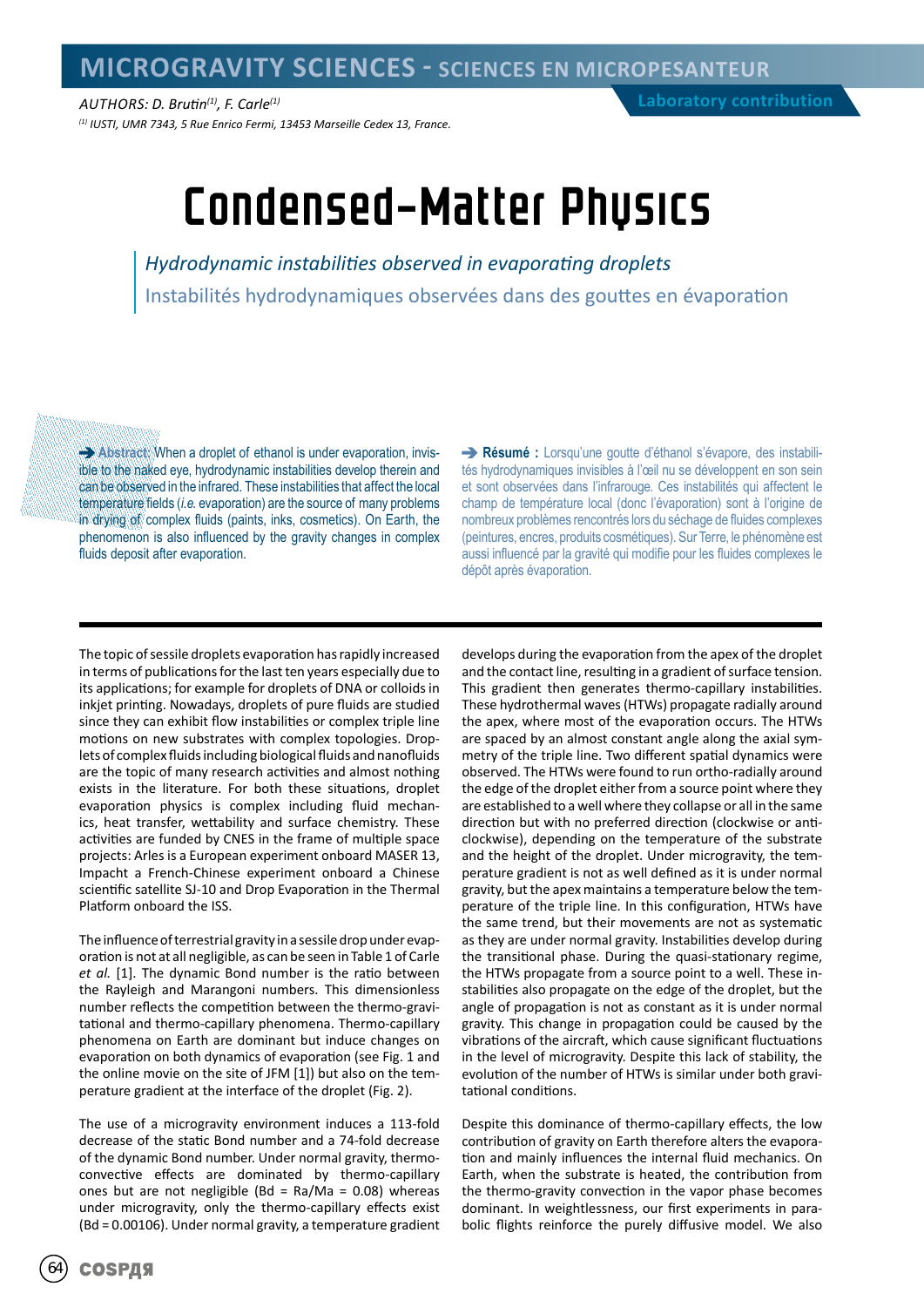# MICROGRAVITY SCIENCES - SCIENCES EN MICROPESANTEUR

AUTHORS: D. Brutin[(1)], F. Carle[(1)]

[(1)] IUSTI, UMR 7343, 5 Rue Enrico Fermi, 13453 Marseille Cedex 13, France.

Laboratory contribution

# Condensed-Matter Physics

## *Hydrodynamic instabilities observed in evaporating droplets*

## Instabilités hydrodynamiques observées dans des gouttes en évaporation

➔ **Abstract:** When a droplet of ethanol is under evaporation, invisible to the naked eye, hydrodynamic instabilities develop therein and can be observed in the infrared. These instabilities that affect the local temperature fields (*i.e.* evaporation) are the source of many problems in drying of complex fluids (paints, inks, cosmetics). On Earth, the phenomenon is also influenced by the gravity changes in complex fluids deposit after evaporation.

➔ **Résumé :** Lorsqu'une goutte d'éthanol s'évapore, des instabilités hydrodynamiques invisibles à l'œil nu se développent en son sein et sont observées dans l'infrarouge. Ces instabilités qui affectent le champ de température local (donc l'évaporation) sont à l'origine de nombreux problèmes rencontrés lors du séchage de fluides complexes (peintures, encres, produits cosmétiques). Sur Terre, le phénomène est aussi influencé par la gravité qui modifie pour les fluides complexes le dépôt après évaporation.

The topic of sessile droplets evaporation has rapidly increased in terms of publications for the last ten years especially due to its applications; for example for droplets of DNA or colloids in inkjet printing. Nowadays, droplets of pure fluids are studied since they can exhibit flow instabilities or complex triple line motions on new substrates with complex topologies. Droplets of complex fluids including biological fluids and nanofluids are the topic of many research activities and almost nothing exists in the literature. For both these situations, droplet evaporation physics is complex including fluid mechanics, heat transfer, wettability and surface chemistry. These activities are funded by CNES in the frame of multiple space projects: Arles is a European experiment onboard MASER 13, Impacht a French-Chinese experiment onboard a Chinese scientific satellite SJ-10 and Drop Evaporation in the Thermal Platform onboard the ISS.

The influence of terrestrial gravity in a sessile drop under evaporation is not at all negligible, as can be seen in Table 1 of Carle *et al.* [1]. The dynamic Bond number is the ratio between the Rayleigh and Marangoni numbers. This dimensionless number reflects the competition between the thermo-gravitational and thermo-capillary phenomena. Thermo-capillary phenomena on Earth are dominant but induce changes on evaporation on both dynamics of evaporation (see Fig. 1 and the online movie on the site of JFM [1]) but also on the temperature gradient at the interface of the droplet (Fig. 2).

The use of a microgravity environment induces a 113-fold decrease of the static Bond number and a 74-fold decrease of the dynamic Bond number. Under normal gravity, thermo-convective effects are dominated by thermo-capillary ones but are not negligible (Bd = Ra/Ma = 0.08) whereas under microgravity, only the thermo-capillary effects exist (Bd = 0.00106). Under normal gravity, a temperature gradient develops during the evaporation from the apex of the droplet and the contact line, resulting in a gradient of surface tension. This gradient then generates thermo-capillary instabilities. These hydrothermal waves (HTWs) propagate radially around the apex, where most of the evaporation occurs. The HTWs are spaced by an almost constant angle along the axial symmetry of the triple line. Two different spatial dynamics were observed. The HTWs were found to run ortho-radially around the edge of the droplet either from a source point where they are established to a well where they collapse or all in the same direction but with no preferred direction (clockwise or anticlockwise), depending on the temperature of the substrate and the height of the droplet. Under microgravity, the temperature gradient is not as well defined as it is under normal gravity, but the apex maintains a temperature below the temperature of the triple line. In this configuration, HTWs have the same trend, but their movements are not as systematic as they are under normal gravity. Instabilities develop during the transitional phase. During the quasi-stationary regime, the HTWs propagate from a source point to a well. These instabilities also propagate on the edge of the droplet, but the angle of propagation is not as constant as it is under normal gravity. This change in propagation could be caused by the vibrations of the aircraft, which cause significant fluctuations in the level of microgravity. Despite this lack of stability, the evolution of the number of HTWs is similar under both gravitational conditions.

Despite this dominance of thermo-capillary effects, the low contribution of gravity on Earth therefore alters the evaporation and mainly influences the internal fluid mechanics. On Earth, when the substrate is heated, the contribution from the thermo-gravity convection in the vapor phase becomes dominant. In weightlessness, our first experiments in parabolic flights reinforce the purely diffusive model. We also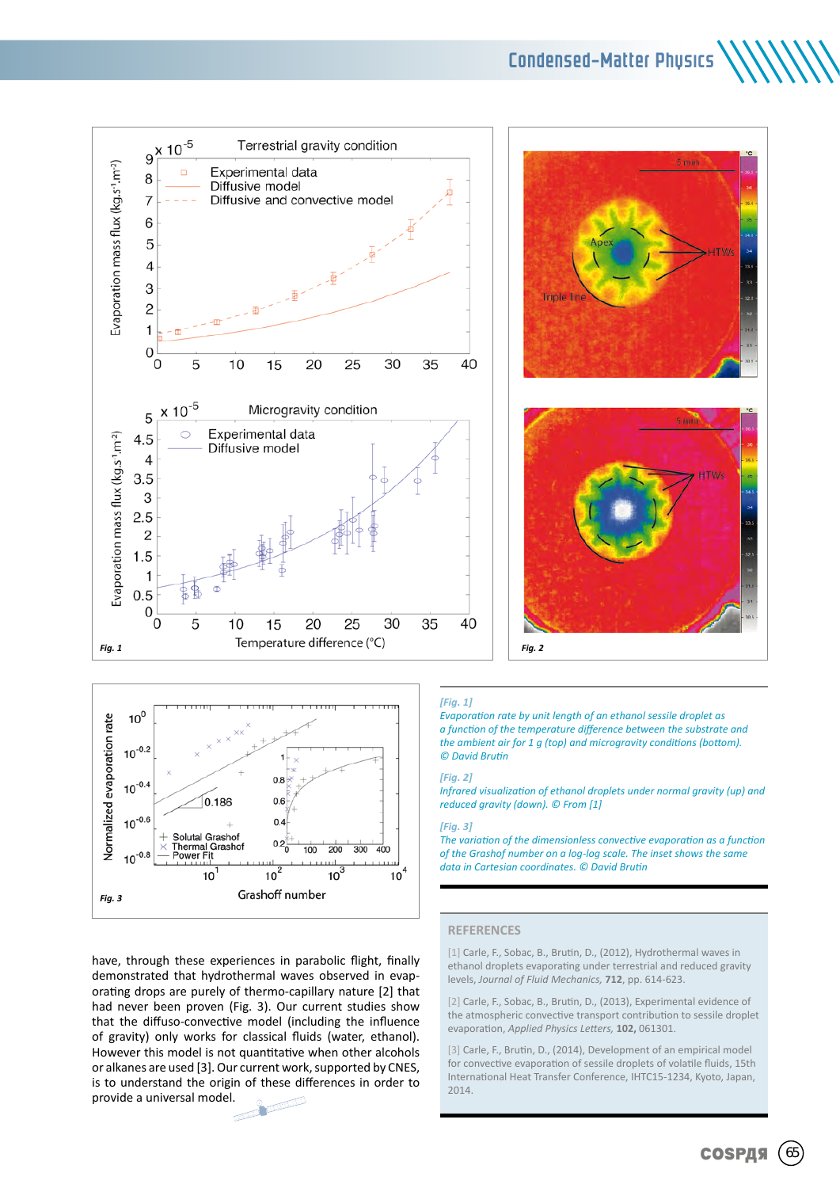have, through these experiences in parabolic flight, finally demonstrated that hydrothermal waves observed in evaporating drops are purely of thermo-capillary nature [2] that had never been proven (Fig. 3). Our current studies show that the diffuso-convective model (including the influence of gravity) only works for classical fluids (water, ethanol). However this model is not quantitative when other alcohols or alkanes are used [3]. Our current work, supported by CNES, is to understand the origin of these differences in order to provide a universal model.

*[Fig. 1]*
*Evaporation rate by unit length of an ethanol sessile droplet as a function of the temperature difference between the substrate and the ambient air for 1 g (top) and microgravity conditions (bottom). © David Brutin*

*[Fig. 2]*
*Infrared visualization of ethanol droplets under normal gravity (up) and reduced gravity (down). © From [1]*

*[Fig. 3]*
*The variation of the dimensionless convective evaporation as a function of the Grashof number on a log-log scale. The inset shows the same data in Cartesian coordinates. © David Brutin*

## REFERENCES

[1] Carle, F., Sobac, B., Brutin, D., (2012), Hydrothermal waves in ethanol droplets evaporating under terrestrial and reduced gravity levels, *Journal of Fluid Mechanics,* **712**, pp. 614-623.

[2] Carle, F., Sobac, B., Brutin, D., (2013), Experimental evidence of the atmospheric convective transport contribution to sessile droplet evaporation, *Applied Physics Letters,* **102,** 061301.

[3] Carle, F., Brutin, D., (2014), Development of an empirical model for convective evaporation of sessile droplets of volatile fluids, 15th International Heat Transfer Conference, IHTC15-1234, Kyoto, Japan, 2014.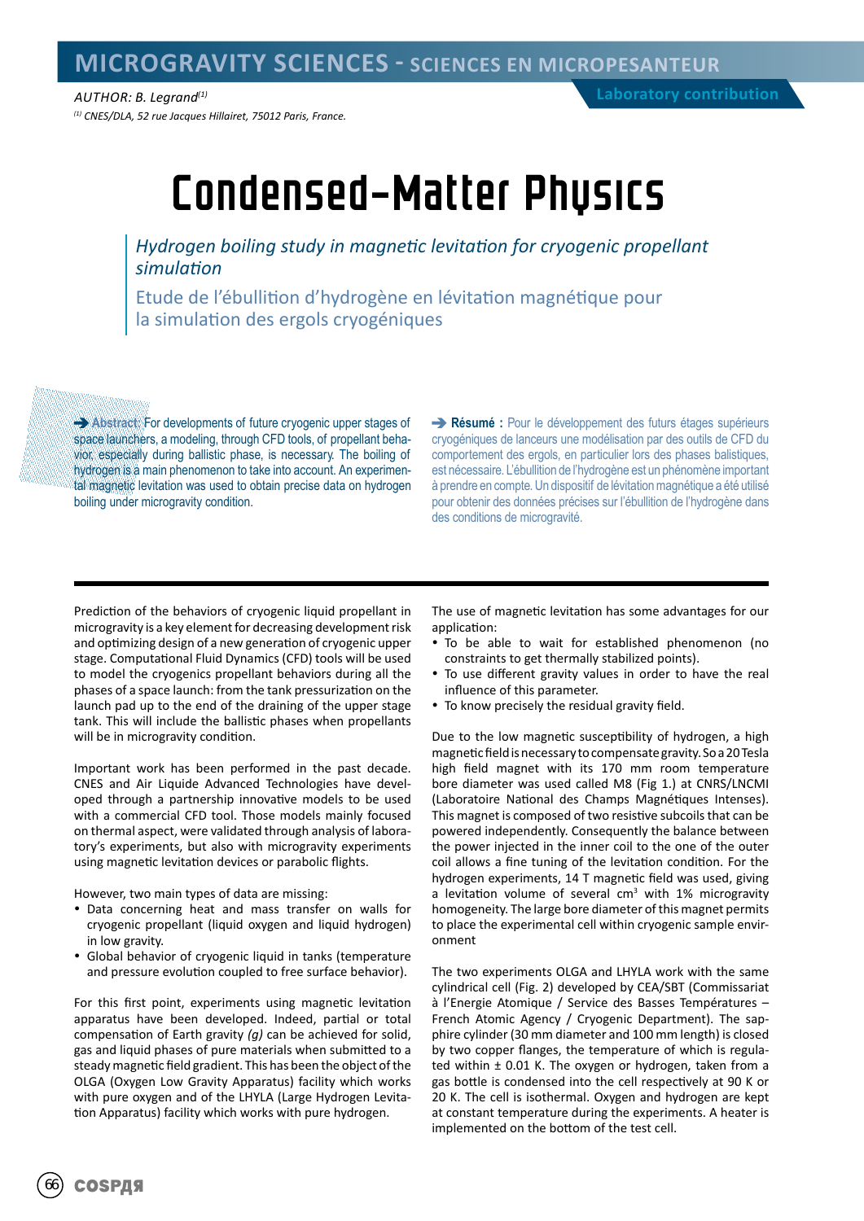MICROGRAVITY SCIENCES - SCIENCES EN MICROPESANTEUR

AUTHOR: B. Legrand[1]

[1] CNES/DLA, 52 rue Jacques Hillairet, 75012 Paris, France.

Laboratory contribution

# Condensed-Matter Physics

## *Hydrogen boiling study in magnetic levitation for cryogenic propellant simulation*

## Etude de l'ébullition d'hydrogène en lévitation magnétique pour la simulation des ergols cryogéniques

➔ **Abstract:** For developments of future cryogenic upper stages of space launchers, a modeling, through CFD tools, of propellant behavior, especially during ballistic phase, is necessary. The boiling of hydrogen is a main phenomenon to take into account. An experimental magnetic levitation was used to obtain precise data on hydrogen boiling under microgravity condition.

➔ **Résumé :** Pour le développement des futurs étages supérieurs cryogéniques de lanceurs une modélisation par des outils de CFD du comportement des ergols, en particulier lors des phases balistiques, est nécessaire. L'ébullition de l'hydrogène est un phénomène important à prendre en compte. Un dispositif de lévitation magnétique a été utilisé pour obtenir des données précises sur l'ébullition de l'hydrogène dans des conditions de microgravité.

---

Prediction of the behaviors of cryogenic liquid propellant in microgravity is a key element for decreasing development risk and optimizing design of a new generation of cryogenic upper stage. Computational Fluid Dynamics (CFD) tools will be used to model the cryogenics propellant behaviors during all the phases of a space launch: from the tank pressurization on the launch pad up to the end of the draining of the upper stage tank. This will include the ballistic phases when propellants will be in microgravity condition.

Important work has been performed in the past decade. CNES and Air Liquide Advanced Technologies have developed through a partnership innovative models to be used with a commercial CFD tool. Those models mainly focused on thermal aspect, were validated through analysis of laboratory's experiments, but also with microgravity experiments using magnetic levitation devices or parabolic flights.

However, two main types of data are missing:

- Data concerning heat and mass transfer on walls for cryogenic propellant (liquid oxygen and liquid hydrogen) in low gravity.
- Global behavior of cryogenic liquid in tanks (temperature and pressure evolution coupled to free surface behavior).

For this first point, experiments using magnetic levitation apparatus have been developed. Indeed, partial or total compensation of Earth gravity *(g)* can be achieved for solid, gas and liquid phases of pure materials when submitted to a steady magnetic field gradient. This has been the object of the OLGA (Oxygen Low Gravity Apparatus) facility which works with pure oxygen and of the LHYLA (Large Hydrogen Levitation Apparatus) facility which works with pure hydrogen.

The use of magnetic levitation has some advantages for our application:

- To be able to wait for established phenomenon (no constraints to get thermally stabilized points).
- To use different gravity values in order to have the real influence of this parameter.
- To know precisely the residual gravity field.

Due to the low magnetic susceptibility of hydrogen, a high magnetic field is necessary to compensate gravity. So a 20 Tesla high field magnet with its 170 mm room temperature bore diameter was used called M8 (Fig 1.) at CNRS/LNCMI (Laboratoire National des Champs Magnétiques Intenses). This magnet is composed of two resistive subcoils that can be powered independently. Consequently the balance between the power injected in the inner coil to the one of the outer coil allows a fine tuning of the levitation condition. For the hydrogen experiments, 14 T magnetic field was used, giving a levitation volume of several cm$^3$ with 1% microgravity homogeneity. The large bore diameter of this magnet permits to place the experimental cell within cryogenic sample environment

The two experiments OLGA and LHYLA work with the same cylindrical cell (Fig. 2) developed by CEA/SBT (Commissariat à l'Energie Atomique / Service des Basses Températures – French Atomic Agency / Cryogenic Department). The sapphire cylinder (30 mm diameter and 100 mm length) is closed by two copper flanges, the temperature of which is regulated within ± 0.01 K. The oxygen or hydrogen, taken from a gas bottle is condensed into the cell respectively at 90 K or 20 K. The cell is isothermal. Oxygen and hydrogen are kept at constant temperature during the experiments. A heater is implemented on the bottom of the test cell.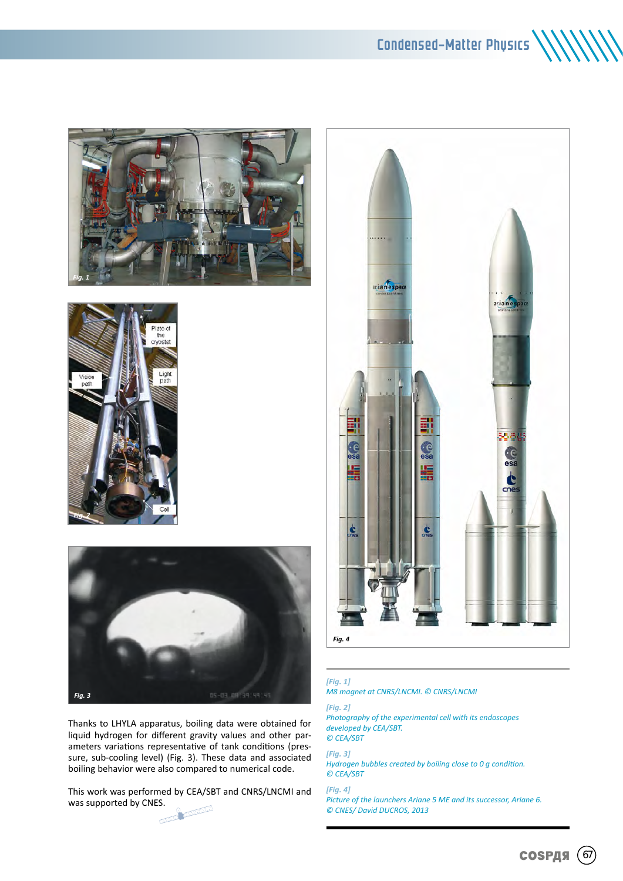Thanks to LHYLA apparatus, boiling data were obtained for liquid hydrogen for different gravity values and other parameters variations representative of tank conditions (pressure, sub-cooling level) (Fig. 3). These data and associated boiling behavior were also compared to numerical code.

This work was performed by CEA/SBT and CNRS/LNCMI and was supported by CNES.

*[Fig. 1]*
*M8 magnet at CNRS/LNCMI. © CNRS/LNCMI*

*[Fig. 2]*
*Photography of the experimental cell with its endoscopes developed by CEA/SBT.*
*© CEA/SBT*

*[Fig. 3]*
*Hydrogen bubbles created by boiling close to 0 g condition.*
*© CEA/SBT*

*[Fig. 4]*
*Picture of the launchers Ariane 5 ME and its successor, Ariane 6.*
*© CNES/ David DUCROS, 2013*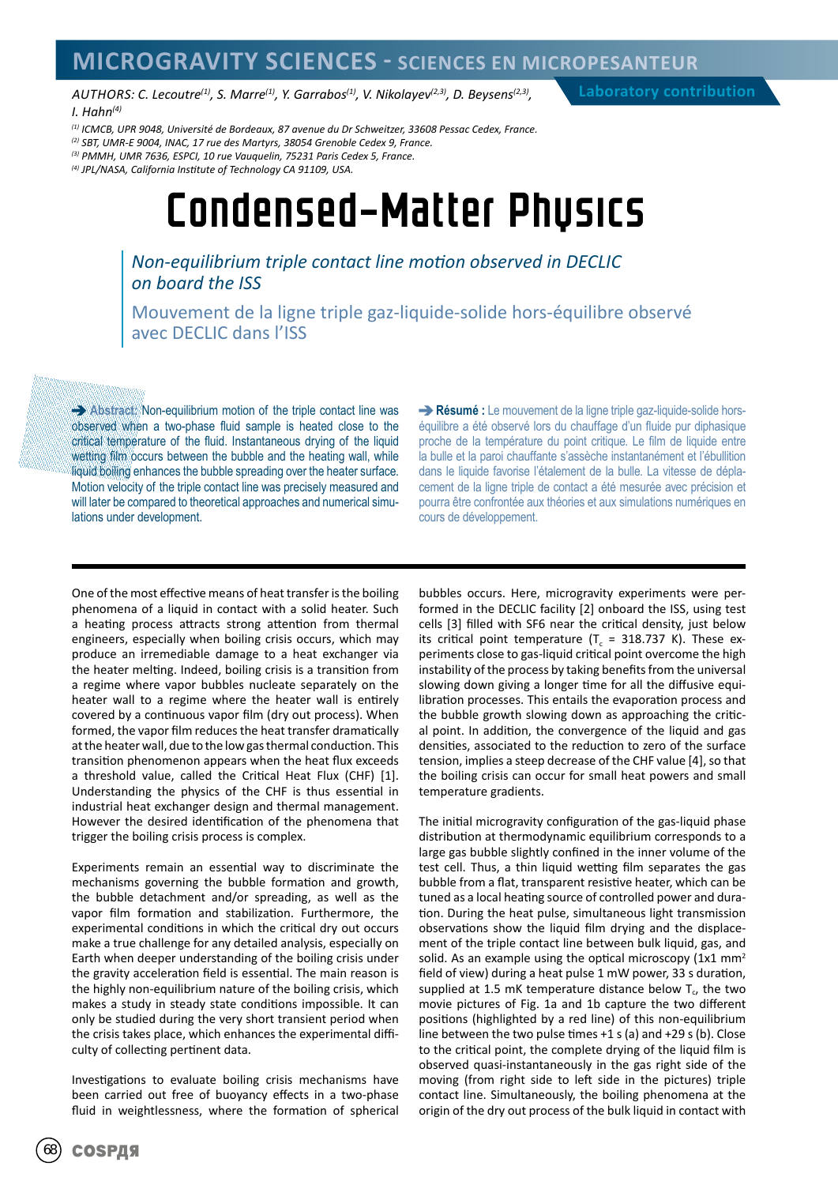# MICROGRAVITY SCIENCES - SCIENCES EN MICROPESANTEUR

AUTHORS: C. Lecoutre[(1)], S. Marre[(1)], Y. Garrabos[(1)], V. Nikolayev[(2,3)], D. Beysens[(2,3)], I. Hahn[(4)]

**Laboratory contribution**

[(1)] ICMCB, UPR 9048, Université de Bordeaux, 87 avenue du Dr Schweitzer, 33608 Pessac Cedex, France.
[(2)] SBT, UMR-E 9004, INAC, 17 rue des Martyrs, 38054 Grenoble Cedex 9, France.
[(3)] PMMH, UMR 7636, ESPCI, 10 rue Vauquelin, 75231 Paris Cedex 5, France.
[(4)] JPL/NASA, California Institute of Technology CA 91109, USA.

# Condensed-Matter Physics

## *Non-equilibrium triple contact line motion observed in DECLIC on board the ISS*

## Mouvement de la ligne triple gaz-liquide-solide hors-équilibre observé avec DECLIC dans l'ISS

➔ **Abstract:** Non-equilibrium motion of the triple contact line was observed when a two-phase fluid sample is heated close to the critical temperature of the fluid. Instantaneous drying of the liquid wetting film occurs between the bubble and the heating wall, while liquid boiling enhances the bubble spreading over the heater surface. Motion velocity of the triple contact line was precisely measured and will later be compared to theoretical approaches and numerical simulations under development.

➔ **Résumé :** Le mouvement de la ligne triple gaz-liquide-solide hors-équilibre a été observé lors du chauffage d'un fluide pur diphasique proche de la température du point critique. Le film de liquide entre la bulle et la paroi chauffante s'assèche instantanément et l'ébullition dans le liquide favorise l'étalement de la bulle. La vitesse de déplacement de la ligne triple de contact a été mesurée avec précision et pourra être confrontée aux théories et aux simulations numériques en cours de développement.

One of the most effective means of heat transfer is the boiling phenomena of a liquid in contact with a solid heater. Such a heating process attracts strong attention from thermal engineers, especially when boiling crisis occurs, which may produce an irremediable damage to a heat exchanger via the heater melting. Indeed, boiling crisis is a transition from a regime where vapor bubbles nucleate separately on the heater wall to a regime where the heater wall is entirely covered by a continuous vapor film (dry out process). When formed, the vapor film reduces the heat transfer dramatically at the heater wall, due to the low gas thermal conduction. This transition phenomenon appears when the heat flux exceeds a threshold value, called the Critical Heat Flux (CHF) [1]. Understanding the physics of the CHF is thus essential in industrial heat exchanger design and thermal management. However the desired identification of the phenomena that trigger the boiling crisis process is complex.

Experiments remain an essential way to discriminate the mechanisms governing the bubble formation and growth, the bubble detachment and/or spreading, as well as the vapor film formation and stabilization. Furthermore, the experimental conditions in which the critical dry out occurs make a true challenge for any detailed analysis, especially on Earth when deeper understanding of the boiling crisis under the gravity acceleration field is essential. The main reason is the highly non-equilibrium nature of the boiling crisis, which makes a study in steady state conditions impossible. It can only be studied during the very short transient period when the crisis takes place, which enhances the experimental difficulty of collecting pertinent data.

Investigations to evaluate boiling crisis mechanisms have been carried out free of buoyancy effects in a two-phase fluid in weightlessness, where the formation of spherical bubbles occurs. Here, microgravity experiments were performed in the DECLIC facility [2] onboard the ISS, using test cells [3] filled with SF6 near the critical density, just below its critical point temperature ($T_c$ = 318.737 K). These experiments close to gas-liquid critical point overcome the high instability of the process by taking benefits from the universal slowing down giving a longer time for all the diffusive equilibration processes. This entails the evaporation process and the bubble growth slowing down as approaching the critical point. In addition, the convergence of the liquid and gas densities, associated to the reduction to zero of the surface tension, implies a steep decrease of the CHF value [4], so that the boiling crisis can occur for small heat powers and small temperature gradients.

The initial microgravity configuration of the gas-liquid phase distribution at thermodynamic equilibrium corresponds to a large gas bubble slightly confined in the inner volume of the test cell. Thus, a thin liquid wetting film separates the gas bubble from a flat, transparent resistive heater, which can be tuned as a local heating source of controlled power and duration. During the heat pulse, simultaneous light transmission observations show the liquid film drying and the displacement of the triple contact line between bulk liquid, gas, and solid. As an example using the optical microscopy (1x1 mm$^2$ field of view) during a heat pulse 1 mW power, 33 s duration, supplied at 1.5 mK temperature distance below $T_c$, the two movie pictures of Fig. 1a and 1b capture the two different positions (highlighted by a red line) of this non-equilibrium line between the two pulse times +1 s (a) and +29 s (b). Close to the critical point, the complete drying of the liquid film is observed quasi-instantaneously in the gas right side of the moving (from right side to left side in the pictures) triple contact line. Simultaneously, the boiling phenomena at the origin of the dry out process of the bulk liquid in contact with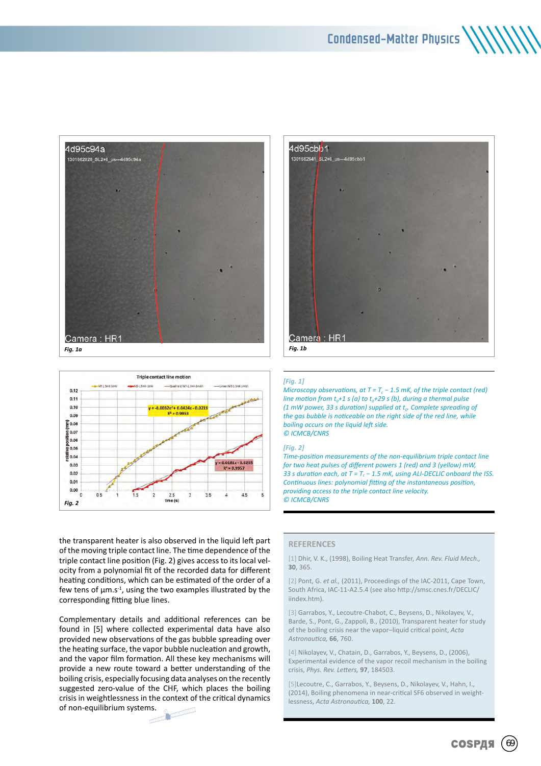4d95c94a

1301862026_SL2+0_µs---4d95c94a

Camera : HR1

Fig. 1a

4d95cbb1

1301862641_SL2+0_µs---4d95cbb1

Camera : HR1

Fig. 1b

Triple contact line motion

y = -0.0032x² + 0.0424x - 0.0219
R² = 0.9953

y = 0.0181x - 0.0255
R² = 0.9957

relative position (mm)

time (s)

Fig. 2

*[Fig. 1]*
*Microscopy observations, at $T = T_c - 1.5$ mK, of the triple contact (red) line motion from $t_0+1$ s (a) to $t_0+29$ s (b), during a thermal pulse (1 mW power, 33 s duration) supplied at $t_0$. Complete spreading of the gas bubble is noticeable on the right side of the red line, while boiling occurs on the liquid left side.*
*© ICMCB/CNRS*

*[Fig. 2]*
*Time-position measurements of the non-equilibrium triple contact line for two heat pulses of different powers 1 (red) and 3 (yellow) mW, 33 s duration each, at $T = T_c - 1.5$ mK, using ALI-DECLIC onboard the ISS. Continuous lines: polynomial fitting of the instantaneous position, providing access to the triple contact line velocity.*
*© ICMCB/CNRS*

the transparent heater is also observed in the liquid left part of the moving triple contact line. The time dependence of the triple contact line position (Fig. 2) gives access to its local velocity from a polynomial fit of the recorded data for different heating conditions, which can be estimated of the order of a few tens of µm.s$^{-1}$, using the two examples illustrated by the corresponding fitting blue lines.

Complementary details and additional references can be found in [5] where collected experimental data have also provided new observations of the gas bubble spreading over the heating surface, the vapor bubble nucleation and growth, and the vapor film formation. All these key mechanisms will provide a new route toward a better understanding of the boiling crisis, especially focusing data analyses on the recently suggested zero-value of the CHF, which places the boiling crisis in weightlessness in the context of the critical dynamics of non-equilibrium systems.

## REFERENCES

[1] Dhir, V. K., (1998), Boiling Heat Transfer, *Ann. Rev. Fluid Mech.*, **30**, 365.

[2] Pont, G. *et al.*, (2011), Proceedings of the IAC-2011, Cape Town, South Africa, IAC-11-A2.5.4 (see also http://smsc.cnes.fr/DECLIC/iindex.htm).

[3] Garrabos, Y., Lecoutre-Chabot, C., Beysens, D., Nikolayev, V., Barde, S., Pont, G., Zappoli, B., (2010), Transparent heater for study of the boiling crisis near the vapor–liquid critical point, *Acta Astronautica*, **66**, 760.

[4] Nikolayev, V., Chatain, D., Garrabos, Y., Beysens, D., (2006), Experimental evidence of the vapor recoil mechanism in the boiling crisis, *Phys. Rev. Letters*, **97**, 184503.

[5] Lecoutre, C., Garrabos, Y., Beysens, D., Nikolayev, V., Hahn, I., (2014), Boiling phenomena in near-critical SF6 observed in weightlessness, *Acta Astronautica*, **100**, 22.